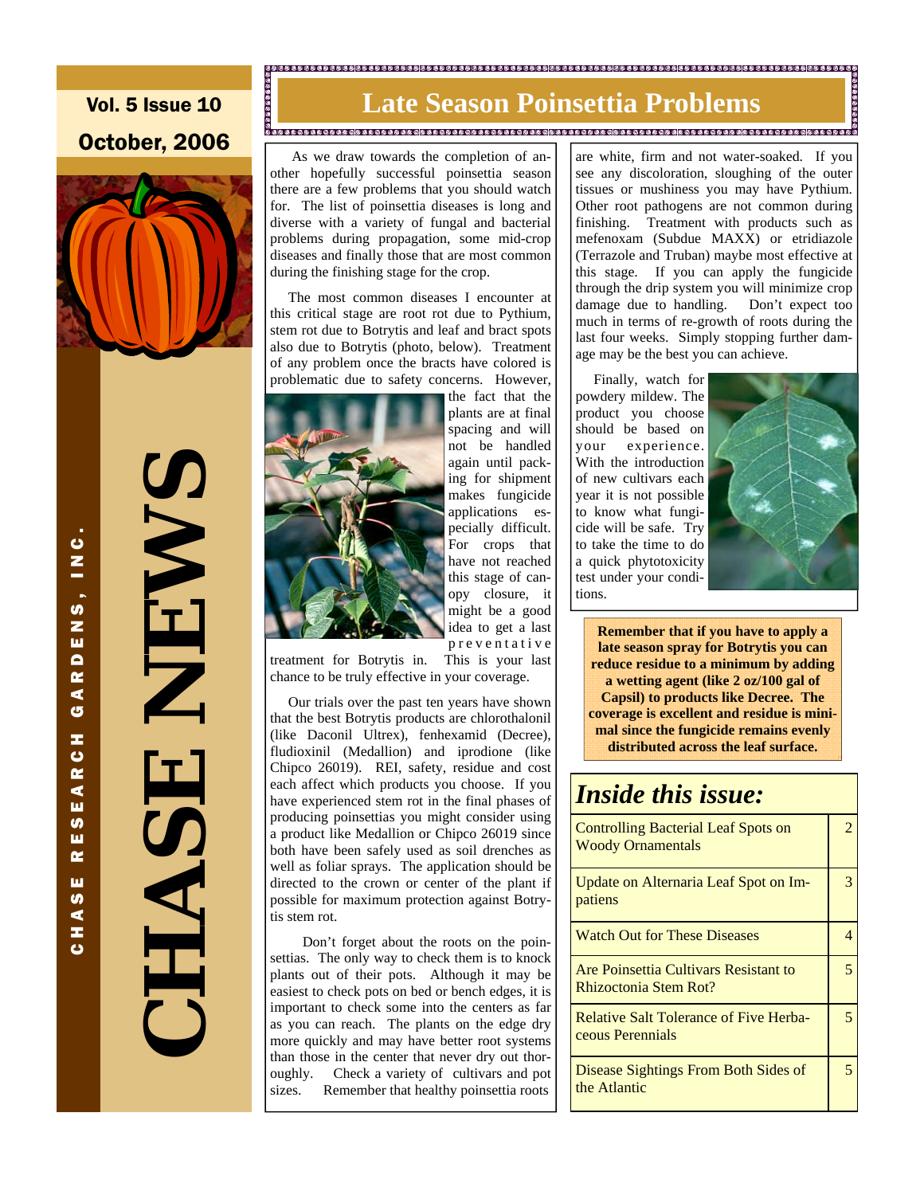Vol. 5 Issue 10

October, 2006

# CHASE NEWS

CHASE RESEARCH GARDENS, INC.

## Late Season Poinsettia Problems

As we draw towards the completion of another hopefully successful poinsettia season there are a few problems that you should watch for. The list of poinsettia diseases is long and diverse with a variety of fungal and bacterial problems during propagation, some mid-crop diseases and finally those that are most common during the finishing stage for the crop.

The most common diseases I encounter at this critical stage are root rot due to Pythium, stem rot due to Botrytis and leaf and bract spots also due to Botrytis (photo, below). Treatment of any problem once the bracts have colored is problematic due to safety concerns. However, the fact that the plants are at final spacing and will not be handled again until packing for shipment makes fungicide applications especially difficult. For crops that have not reached this stage of canopy closure, it might be a good idea to get a last preventative treatment for Botrytis in. This is your last chance to be truly effective in your coverage.

Our trials over the past ten years have shown that the best Botrytis products are chlorothalonil (like Daconil Ultrex), fenhexamid (Decree), fludioxinil (Medallion) and iprodione (like Chipco 26019). REI, safety, residue and cost each affect which products you choose. If you have experienced stem rot in the final phases of producing poinsettias you might consider using a product like Medallion or Chipco 26019 since both have been safely used as soil drenches as well as foliar sprays. The application should be directed to the crown or center of the plant if possible for maximum protection against Botrytis stem rot.

Don't forget about the roots on the poinsettias. The only way to check them is to knock plants out of their pots. Although it may be easiest to check pots on bed or bench edges, it is important to check some into the centers as far as you can reach. The plants on the edge dry more quickly and may have better root systems than those in the center that never dry out thoroughly. Check a variety of cultivars and pot sizes. Remember that healthy poinsettia roots are white, firm and not water-soaked. If you see any discoloration, sloughing of the outer tissues or mushiness you may have Pythium. Other root pathogens are not common during finishing. Treatment with products such as mefenoxam (Subdue MAXX) or etridiazole (Terrazole and Truban) maybe most effective at this stage. If you can apply the fungicide through the drip system you will minimize crop damage due to handling. Don't expect too much in terms of re-growth of roots during the last four weeks. Simply stopping further damage may be the best you can achieve.

Finally, watch for powdery mildew. The product you choose should be based on your experience. With the introduction of new cultivars each year it is not possible to know what fungicide will be safe. Try to take the time to do a quick phytotoxicity test under your conditions.

**Remember that if you have to apply a late season spray for Botrytis you can reduce residue to a minimum by adding a wetting agent (like 2 oz/100 gal of Capsil) to products like Decree. The coverage is excellent and residue is minimal since the fungicide remains evenly distributed across the leaf surface.**

## *Inside this issue:*

| | |
|---|---|
| Controlling Bacterial Leaf Spots on Woody Ornamentals | 2 |
| Update on Alternaria Leaf Spot on Impatiens | 3 |
| Watch Out for These Diseases | 4 |
| Are Poinsettia Cultivars Resistant to Rhizoctonia Stem Rot? | 5 |
| Relative Salt Tolerance of Five Herbaceous Perennials | 5 |
| Disease Sightings From Both Sides of the Atlantic | 5 |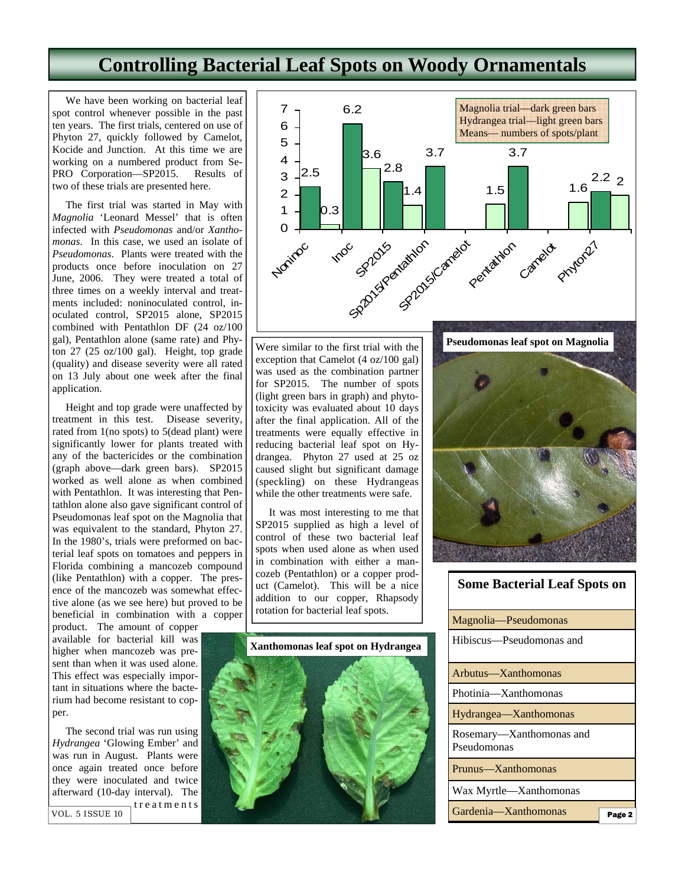# Controlling Bacterial Leaf Spots on Woody Ornamentals

We have been working on bacterial leaf spot control whenever possible in the past ten years. The first trials, centered on use of Phyton 27, quickly followed by Camelot, Kocide and Junction. At this time we are working on a numbered product from Se-PRO Corporation—SP2015. Results of two of these trials are presented here.

The first trial was started in May with *Magnolia* 'Leonard Messel' that is often infected with *Pseudomonas* and/or *Xanthomonas*. In this case, we used an isolate of *Pseudomonas*. Plants were treated with the products once before inoculation on 27 June, 2006. They were treated a total of three times on a weekly interval and treatments included: noninoculated control, inoculated control, SP2015 alone, SP2015 combined with Pentathlon DF (24 oz/100 gal), Pentathlon alone (same rate) and Phyton 27 (25 oz/100 gal). Height, top grade (quality) and disease severity were all rated on 13 July about one week after the final application.

Height and top grade were unaffected by treatment in this test. Disease severity, rated from 1(no spots) to 5(dead plant) were significantly lower for plants treated with any of the bactericides or the combination (graph above—dark green bars). SP2015 worked as well alone as when combined with Pentathlon. It was interesting that Pentathlon alone also gave significant control of Pseudomonas leaf spot on the Magnolia that was equivalent to the standard, Phyton 27. In the 1980's, trials were preformed on bacterial leaf spots on tomatoes and peppers in Florida combining a mancozeb compound (like Pentathlon) with a copper. The presence of the mancozeb was somewhat effective alone (as we see here) but proved to be beneficial in combination with a copper product. The amount of copper available for bacterial kill was higher when mancozeb was present than when it was used alone. This effect was especially important in situations where the bacterium had become resistant to copper.

The second trial was run using *Hydrangea* 'Glowing Ember' and was run in August. Plants were once again treated once before they were inoculated and twice afterward (10-day interval). The treatments were similar to the first trial with the exception that Camelot (4 oz/100 gal) was used as the combination partner for SP2015. The number of spots (light green bars in graph) and phytotoxicity was evaluated about 10 days after the final application. All of the treatments were equally effective in reducing bacterial leaf spot on Hydrangea. Phyton 27 used at 25 oz caused slight but significant damage (speckling) on these Hydrangeas while the other treatments were safe.

It was most interesting to me that SP2015 supplied as high a level of control of these two bacterial leaf spots when used alone as when used in combination with either a mancozeb (Pentathlon) or a copper product (Camelot). This will be a nice addition to our copper, Rhapsody rotation for bacterial leaf spots.

Magnolia trial—dark green bars
Hydrangea trial—light green bars
Means— numbers of spots/plant

| Treatment | Magnolia trial (dark green) | Hydrangea trial (light green) |
| --- | --- | --- |
| Noninoc | 2.5 | 0.3 |
| Inoc | 6.2 | 3.6 |
| SP2015 | 2.8 | 1.4 |
| Sp2015/Pentathlon | 3.7 | |
| SP2015/Camelot | | 1.5 |
| Pentathlon | 3.7 | |
| Camelot | | 1.6 |
| Phyton27 | 2.2 | 2 |

Pseudomonas leaf spot on Magnolia

Xanthomonas leaf spot on Hydrangea

| Some Bacterial Leaf Spots on |
| --- |
| Magnolia—Pseudomonas |
| Hibiscus—Pseudomonas and |
| Arbutus—Xanthomonas |
| Photinia—Xanthomonas |
| Hydrangea—Xanthomonas |
| Rosemary—Xanthomonas and Pseudomonas |
| Prunus—Xanthomonas |
| Wax Myrtle—Xanthomonas |
| Gardenia—Xanthomonas |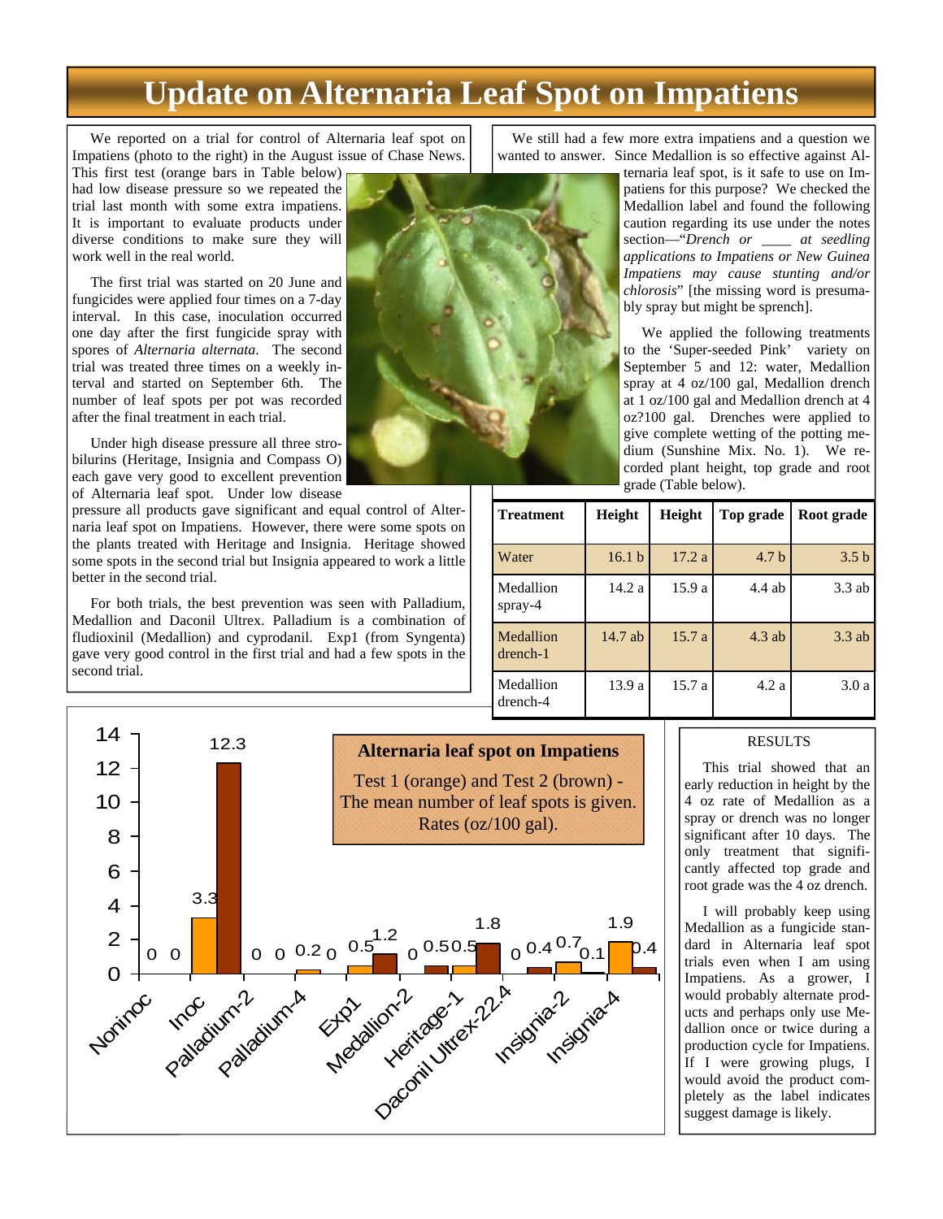# Update on Alternaria Leaf Spot on Impatiens

We reported on a trial for control of Alternaria leaf spot on Impatiens (photo to the right) in the August issue of Chase News. This first test (orange bars in Table below) had low disease pressure so we repeated the trial last month with some extra impatiens. It is important to evaluate products under diverse conditions to make sure they will work well in the real world.

The first trial was started on 20 June and fungicides were applied four times on a 7-day interval. In this case, inoculation occurred one day after the first fungicide spray with spores of *Alternaria alternata*. The second trial was treated three times on a weekly interval and started on September 6th. The number of leaf spots per pot was recorded after the final treatment in each trial.

Under high disease pressure all three strobilurins (Heritage, Insignia and Compass O) each gave very good to excellent prevention of Alternaria leaf spot. Under low disease pressure all products gave significant and equal control of Alternaria leaf spot on Impatiens. However, there were some spots on the plants treated with Heritage and Insignia. Heritage showed some spots in the second trial but Insignia appeared to work a little better in the second trial.

For both trials, the best prevention was seen with Palladium, Medallion and Daconil Ultrex. Palladium is a combination of fludioxinil (Medallion) and cyprodanil. Exp1 (from Syngenta) gave very good control in the first trial and had a few spots in the second trial.

We still had a few more extra impatiens and a question we wanted to answer. Since Medallion is so effective against Alternaria leaf spot, is it safe to use on Impatiens for this purpose? We checked the Medallion label and found the following caution regarding its use under the notes section—"*Drench or \_\_\_\_ at seedling applications to Impatiens or New Guinea Impatiens may cause stunting and/or chlorosis*" [the missing word is presumably spray but might be sprench].

We applied the following treatments to the 'Super-seeded Pink' variety on September 5 and 12: water, Medallion spray at 4 oz/100 gal, Medallion drench at 1 oz/100 gal and Medallion drench at 4 oz?100 gal. Drenches were applied to give complete wetting of the potting medium (Sunshine Mix. No. 1). We recorded plant height, top grade and root grade (Table below).

| Treatment | Height | Height | Top grade | Root grade |
|---|---|---|---|---|
| Water | 16.1 b | 17.2 a | 4.7 b | 3.5 b |
| Medallion spray-4 | 14.2 a | 15.9 a | 4.4 ab | 3.3 ab |
| Medallion drench-1 | 14.7 ab | 15.7 a | 4.3 ab | 3.3 ab |
| Medallion drench-4 | 13.9 a | 15.7 a | 4.2 a | 3.0 a |

**Alternaria leaf spot on Impatiens**

Test 1 (orange) and Test 2 (brown) - The mean number of leaf spots is given. Rates (oz/100 gal).

| Treatment | Test 1 (orange) | Test 2 (brown) |
|---|---|---|
| Noninoc | 0 | 0 |
| Inoc | 3.3 | 12.3 |
| Palladium-2 | 0 | 0 |
| Palladium-4 | 0.2 | 0 |
| Exp1 | 0.5 | 1.2 |
| Medallion-2 | 0 | 0.5 |
| Heritage-1 | 0.5 | 1.8 |
| Daconil Ultrex-22.4 | 0 | 0.4 |
| Insignia-2 | 0.7 | 0.1 |
| Insignia-4 | 1.9 | 0.4 |

RESULTS

This trial showed that an early reduction in height by the 4 oz rate of Medallion as a spray or drench was no longer significant after 10 days. The only treatment that significantly affected top grade and root grade was the 4 oz drench.

I will probably keep using Medallion as a fungicide standard in Alternaria leaf spot trials even when I am using Impatiens. As a grower, I would probably alternate products and perhaps only use Medallion once or twice during a production cycle for Impatiens. If I were growing plugs, I would avoid the product completely as the label indicates suggest damage is likely.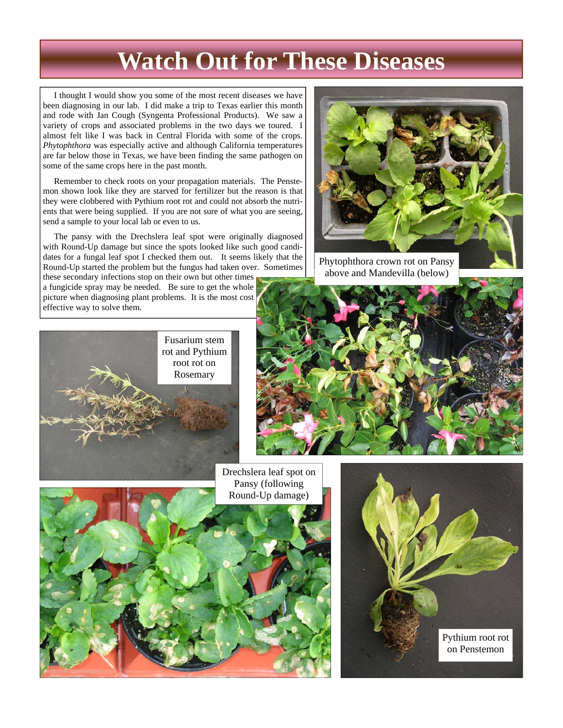# Watch Out for These Diseases

I thought I would show you some of the most recent diseases we have been diagnosing in our lab. I did make a trip to Texas earlier this month and rode with Jan Cough (Syngenta Professional Products). We saw a variety of crops and associated problems in the two days we toured. I almost felt like I was back in Central Florida with some of the crops. *Phytophthora* was especially active and although California temperatures are far below those in Texas, we have been finding the same pathogen on some of the same crops here in the past month.

Remember to check roots on your propagation materials. The Penstemon shown look like they are starved for fertilizer but the reason is that they were clobbered with Pythium root rot and could not absorb the nutrients that were being supplied. If you are not sure of what you are seeing, send a sample to your local lab or even to us.

The pansy with the Drechslera leaf spot were originally diagnosed with Round-Up damage but since the spots looked like such good candidates for a fungal leaf spot I checked them out. It seems likely that the Round-Up started the problem but the fungus had taken over. Sometimes these secondary infections stop on their own but other times a fungicide spray may be needed. Be sure to get the whole picture when diagnosing plant problems. It is the most cost effective way to solve them.

Phytophthora crown rot on Pansy above and Mandevilla (below)

Fusarium stem rot and Pythium root rot on Rosemary

Drechslera leaf spot on Pansy (following Round-Up damage)

Pythium root rot on Penstemon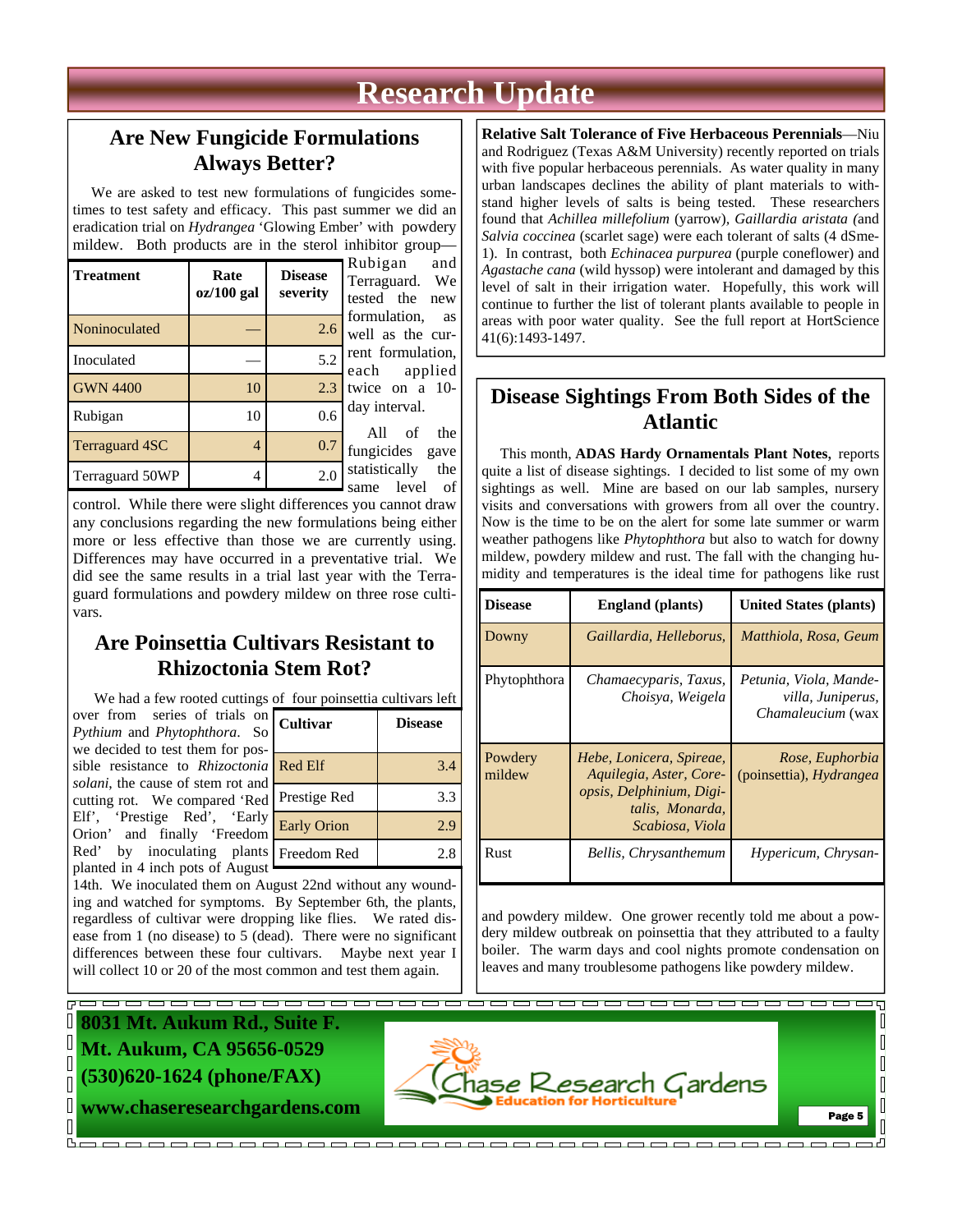# Research Update

## Are New Fungicide Formulations Always Better?

We are asked to test new formulations of fungicides sometimes to test safety and efficacy. This past summer we did an eradication trial on *Hydrangea* 'Glowing Ember' with powdery mildew. Both products are in the sterol inhibitor group—Rubigan and Terraguard. We tested the new formulation, as well as the current formulation, each applied twice on a 10-day interval.

| Treatment | Rate oz/100 gal | Disease severity |
|---|---|---|
| Noninoculated | — | 2.6 |
| Inoculated | — | 5.2 |
| GWN 4400 | 10 | 2.3 |
| Rubigan | 10 | 0.6 |
| Terraguard 4SC | 4 | 0.7 |
| Terraguard 50WP | 4 | 2.0 |

All of the fungicides gave statistically the same level of control. While there were slight differences you cannot draw any conclusions regarding the new formulations being either more or less effective than those we are currently using. Differences may have occurred in a preventative trial. We did see the same results in a trial last year with the Terraguard formulations and powdery mildew on three rose cultivars.

## Are Poinsettia Cultivars Resistant to Rhizoctonia Stem Rot?

We had a few rooted cuttings of four poinsettia cultivars left over from series of trials on *Pythium* and *Phytophthora*. So we decided to test them for possible resistance to *Rhizoctonia solani*, the cause of stem rot and cutting rot. We compared 'Red Elf', 'Prestige Red', 'Early Orion' and finally 'Freedom Red' by inoculating plants planted in 4 inch pots of August 14th. We inoculated them on August 22nd without any wounding and watched for symptoms. By September 6th, the plants, regardless of cultivar were dropping like flies. We rated disease from 1 (no disease) to 5 (dead). There were no significant differences between these four cultivars. Maybe next year I will collect 10 or 20 of the most common and test them again.

| Cultivar | Disease |
|---|---|
| Red Elf | 3.4 |
| Prestige Red | 3.3 |
| Early Orion | 2.9 |
| Freedom Red | 2.8 |

**Relative Salt Tolerance of Five Herbaceous Perennials**—Niu and Rodriguez (Texas A&M University) recently reported on trials with five popular herbaceous perennials. As water quality in many urban landscapes declines the ability of plant materials to withstand higher levels of salts is being tested. These researchers found that *Achillea millefolium* (yarrow), *Gaillardia aristata (*and *Salvia coccinea* (scarlet sage) were each tolerant of salts (4 dSme-1). In contrast, both *Echinacea purpurea* (purple coneflower) and *Agastache cana* (wild hyssop) were intolerant and damaged by this level of salt in their irrigation water. Hopefully, this work will continue to further the list of tolerant plants available to people in areas with poor water quality. See the full report at HortScience 41(6):1493-1497.

## Disease Sightings From Both Sides of the Atlantic

This month, **ADAS Hardy Ornamentals Plant Notes**, reports quite a list of disease sightings. I decided to list some of my own sightings as well. Mine are based on our lab samples, nursery visits and conversations with growers from all over the country. Now is the time to be on the alert for some late summer or warm weather pathogens like *Phytophthora* but also to watch for downy mildew, powdery mildew and rust. The fall with the changing humidity and temperatures is the ideal time for pathogens like rust and powdery mildew. One grower recently told me about a powdery mildew outbreak on poinsettia that they attributed to a faulty boiler. The warm days and cool nights promote condensation on leaves and many troublesome pathogens like powdery mildew.

| Disease | England (plants) | United States (plants) |
|---|---|---|
| Downy | *Gaillardia, Helleborus,* | *Matthiola, Rosa, Geum* |
| Phytophthora | *Chamaecyparis, Taxus, Choisya, Weigela* | *Petunia, Viola, Mandevilla, Juniperus, Chamaeleucium* (wax |
| Powdery mildew | *Hebe, Lonicera, Spireae, Aquilegia, Aster, Coreopsis, Delphinium, Digitalis, Monarda, Scabiosa, Viola* | *Rose, Euphorbia* (poinsettia), *Hydrangea* |
| Rust | *Bellis, Chrysanthemum* | *Hypericum, Chrysan-* |

**8031 Mt. Aukum Rd., Suite F.**
**Mt. Aukum, CA 95656-0529**
**(530)620-1624 (phone/FAX)**
**www.chaseresearchgardens.com**

Chase Research Gardens
Education for Horticulture